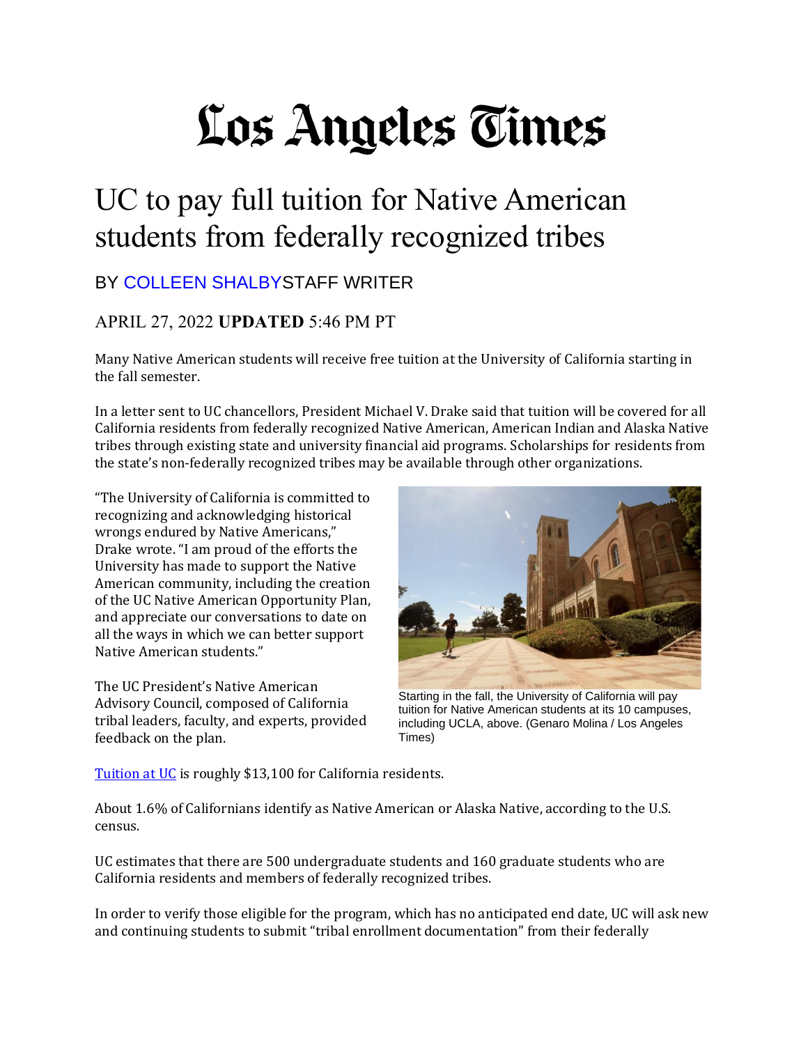# Los Angeles Times

## UC to pay full tuition for Native American students from federally recognized tribes

BY COLLEEN SHALBYSTAFF WRITER

APRIL 27, 2022 **UPDATED** 5:46 PM PT

Many Native American students will receive free tuition at the University of California starting in the fall semester.

In a letter sent to UC chancellors, President Michael V. Drake said that tuition will be covered for all California residents from federally recognized Native American, American Indian and Alaska Native tribes through existing state and university financial aid programs. Scholarships for residents from the state's non-federally recognized tribes may be available through other organizations.

"The University of California is committed to recognizing and acknowledging historical wrongs endured by Native Americans," Drake wrote. "I am proud of the efforts the University has made to support the Native American community, including the creation of the UC Native American Opportunity Plan, and appreciate our conversations to date on all the ways in which we can better support Native American students."

Starting in the fall, the University of California will pay tuition for Native American students at its 10 campuses, including UCLA, above. (Genaro Molina / Los Angeles Times)

The UC President's Native American Advisory Council, composed of California tribal leaders, faculty, and experts, provided feedback on the plan.

Tuition at UC is roughly $13,100 for California residents.

About 1.6% of Californians identify as Native American or Alaska Native, according to the U.S. census.

UC estimates that there are 500 undergraduate students and 160 graduate students who are California residents and members of federally recognized tribes.

In order to verify those eligible for the program, which has no anticipated end date, UC will ask new and continuing students to submit "tribal enrollment documentation" from their federally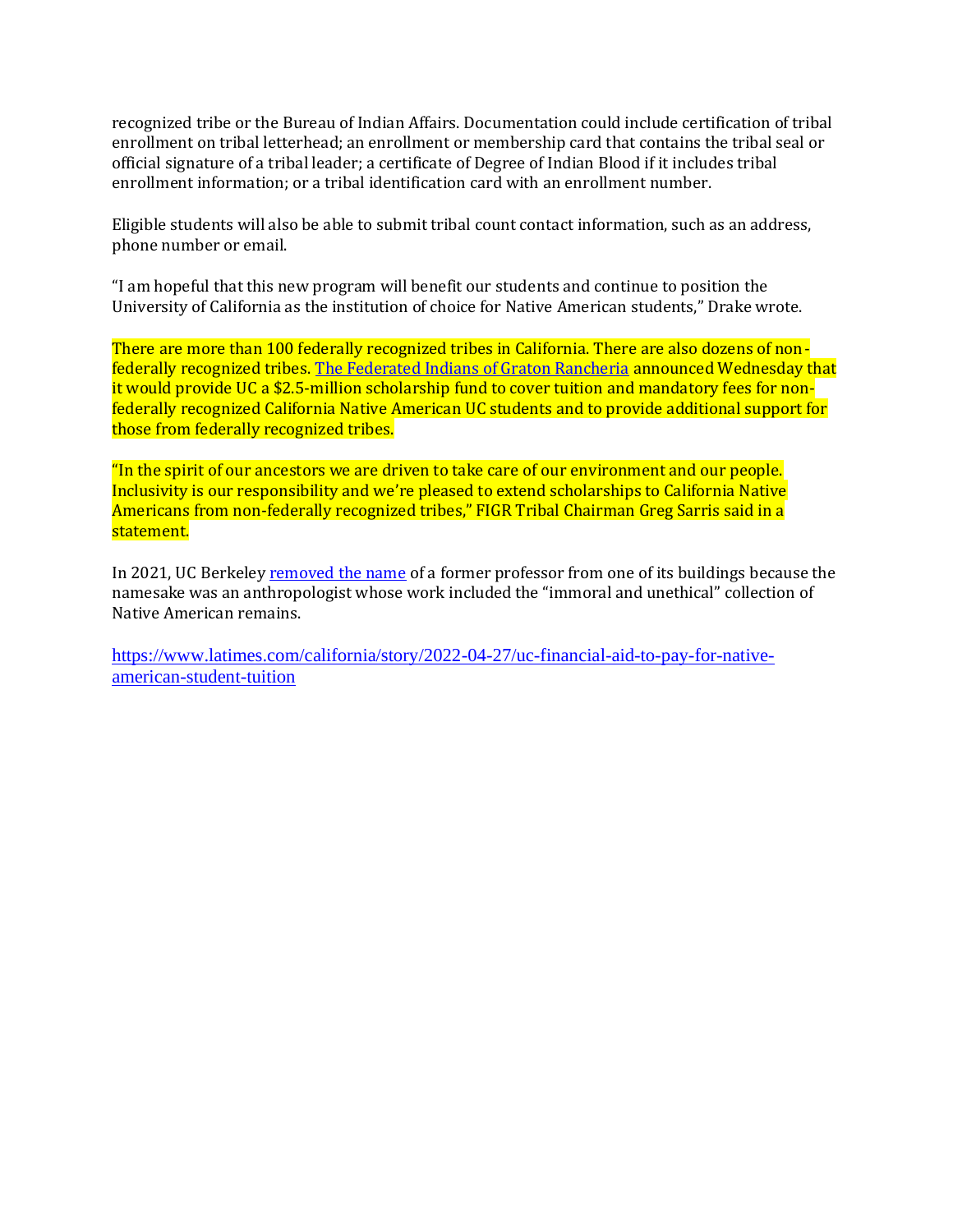recognized tribe or the Bureau of Indian Affairs. Documentation could include certification of tribal enrollment on tribal letterhead; an enrollment or membership card that contains the tribal seal or official signature of a tribal leader; a certificate of Degree of Indian Blood if it includes tribal enrollment information; or a tribal identification card with an enrollment number.

Eligible students will also be able to submit tribal count contact information, such as an address, phone number or email.

"I am hopeful that this new program will benefit our students and continue to position the University of California as the institution of choice for Native American students," Drake wrote.

There are more than 100 federally recognized tribes in California. There are also dozens of non-federally recognized tribes. The Federated Indians of Graton Rancheria announced Wednesday that it would provide UC a $2.5-million scholarship fund to cover tuition and mandatory fees for non-federally recognized California Native American UC students and to provide additional support for those from federally recognized tribes.

"In the spirit of our ancestors we are driven to take care of our environment and our people. Inclusivity is our responsibility and we're pleased to extend scholarships to California Native Americans from non-federally recognized tribes," FIGR Tribal Chairman Greg Sarris said in a statement.

In 2021, UC Berkeley removed the name of a former professor from one of its buildings because the namesake was an anthropologist whose work included the "immoral and unethical" collection of Native American remains.

https://www.latimes.com/california/story/2022-04-27/uc-financial-aid-to-pay-for-native-american-student-tuition